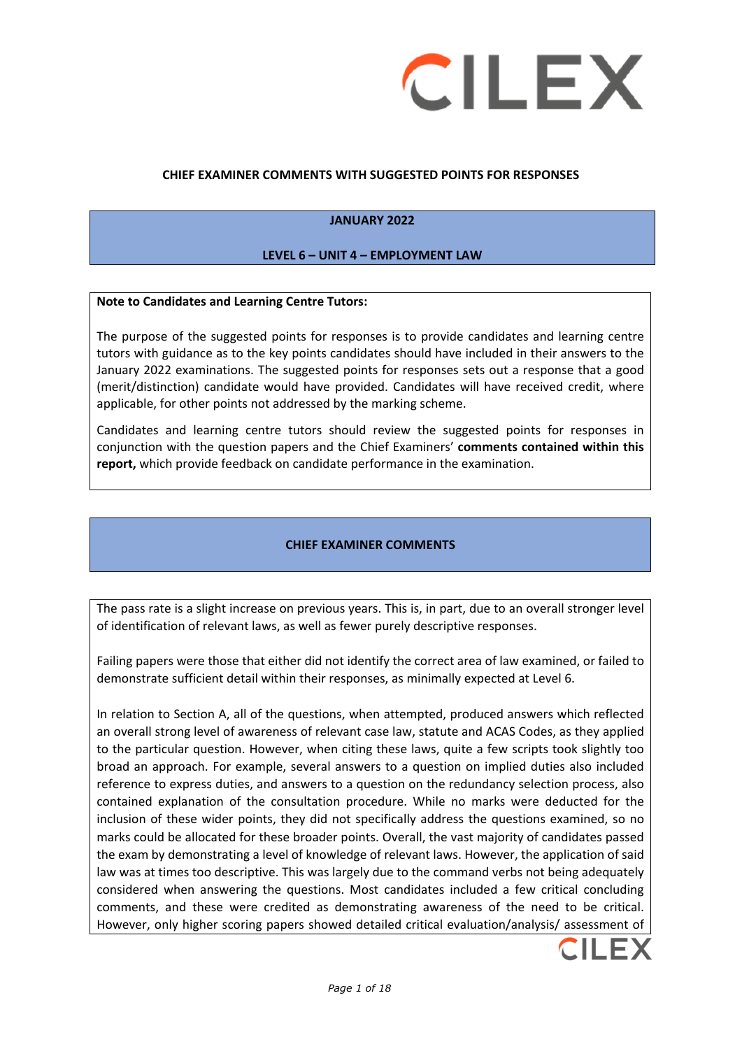**CHIEF EXAMINER COMMENTS WITH SUGGESTED POINTS FOR RESPONSES**

**JANUARY 2022**

**LEVEL 6 – UNIT 4 – EMPLOYMENT LAW**

**Note to Candidates and Learning Centre Tutors:**

The purpose of the suggested points for responses is to provide candidates and learning centre tutors with guidance as to the key points candidates should have included in their answers to the January 2022 examinations. The suggested points for responses sets out a response that a good (merit/distinction) candidate would have provided. Candidates will have received credit, where applicable, for other points not addressed by the marking scheme.

Candidates and learning centre tutors should review the suggested points for responses in conjunction with the question papers and the Chief Examiners' **comments contained within this report,** which provide feedback on candidate performance in the examination.

## CHIEF EXAMINER COMMENTS

The pass rate is a slight increase on previous years. This is, in part, due to an overall stronger level of identification of relevant laws, as well as fewer purely descriptive responses.

Failing papers were those that either did not identify the correct area of law examined, or failed to demonstrate sufficient detail within their responses, as minimally expected at Level 6.

In relation to Section A, all of the questions, when attempted, produced answers which reflected an overall strong level of awareness of relevant case law, statute and ACAS Codes, as they applied to the particular question. However, when citing these laws, quite a few scripts took slightly too broad an approach. For example, several answers to a question on implied duties also included reference to express duties, and answers to a question on the redundancy selection process, also contained explanation of the consultation procedure. While no marks were deducted for the inclusion of these wider points, they did not specifically address the questions examined, so no marks could be allocated for these broader points. Overall, the vast majority of candidates passed the exam by demonstrating a level of knowledge of relevant laws. However, the application of said law was at times too descriptive. This was largely due to the command verbs not being adequately considered when answering the questions. Most candidates included a few critical concluding comments, and these were credited as demonstrating awareness of the need to be critical. However, only higher scoring papers showed detailed critical evaluation/analysis/ assessment of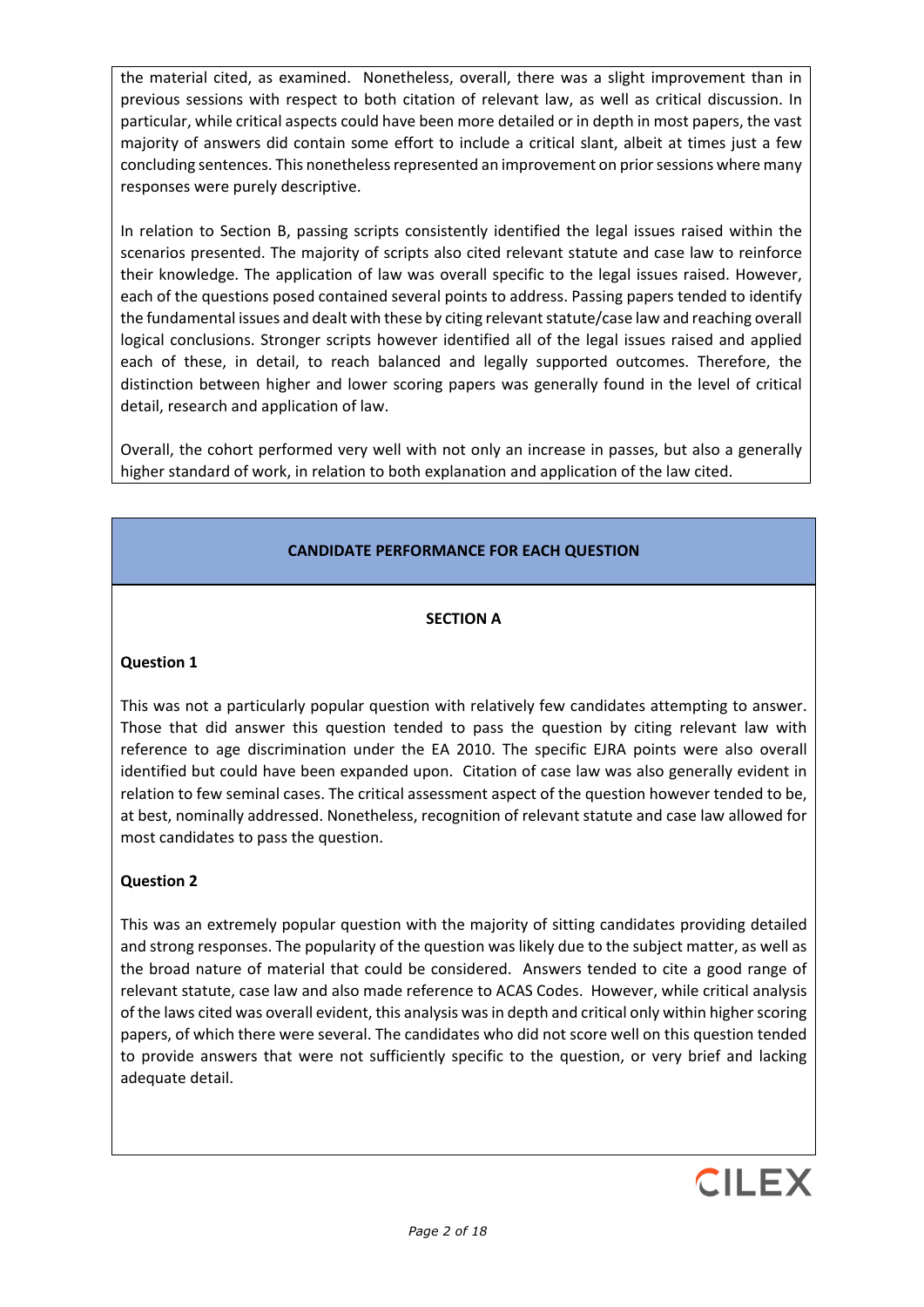the material cited, as examined. Nonetheless, overall, there was a slight improvement than in previous sessions with respect to both citation of relevant law, as well as critical discussion. In particular, while critical aspects could have been more detailed or in depth in most papers, the vast majority of answers did contain some effort to include a critical slant, albeit at times just a few concluding sentences. This nonetheless represented an improvement on prior sessions where many responses were purely descriptive.

In relation to Section B, passing scripts consistently identified the legal issues raised within the scenarios presented. The majority of scripts also cited relevant statute and case law to reinforce their knowledge. The application of law was overall specific to the legal issues raised. However, each of the questions posed contained several points to address. Passing papers tended to identify the fundamental issues and dealt with these by citing relevant statute/case law and reaching overall logical conclusions. Stronger scripts however identified all of the legal issues raised and applied each of these, in detail, to reach balanced and legally supported outcomes. Therefore, the distinction between higher and lower scoring papers was generally found in the level of critical detail, research and application of law.

Overall, the cohort performed very well with not only an increase in passes, but also a generally higher standard of work, in relation to both explanation and application of the law cited.

## CANDIDATE PERFORMANCE FOR EACH QUESTION

### SECTION A

**Question 1**

This was not a particularly popular question with relatively few candidates attempting to answer. Those that did answer this question tended to pass the question by citing relevant law with reference to age discrimination under the EA 2010. The specific EJRA points were also overall identified but could have been expanded upon. Citation of case law was also generally evident in relation to few seminal cases. The critical assessment aspect of the question however tended to be, at best, nominally addressed. Nonetheless, recognition of relevant statute and case law allowed for most candidates to pass the question.

**Question 2**

This was an extremely popular question with the majority of sitting candidates providing detailed and strong responses. The popularity of the question was likely due to the subject matter, as well as the broad nature of material that could be considered. Answers tended to cite a good range of relevant statute, case law and also made reference to ACAS Codes. However, while critical analysis of the laws cited was overall evident, this analysis was in depth and critical only within higher scoring papers, of which there were several. The candidates who did not score well on this question tended to provide answers that were not sufficiently specific to the question, or very brief and lacking adequate detail.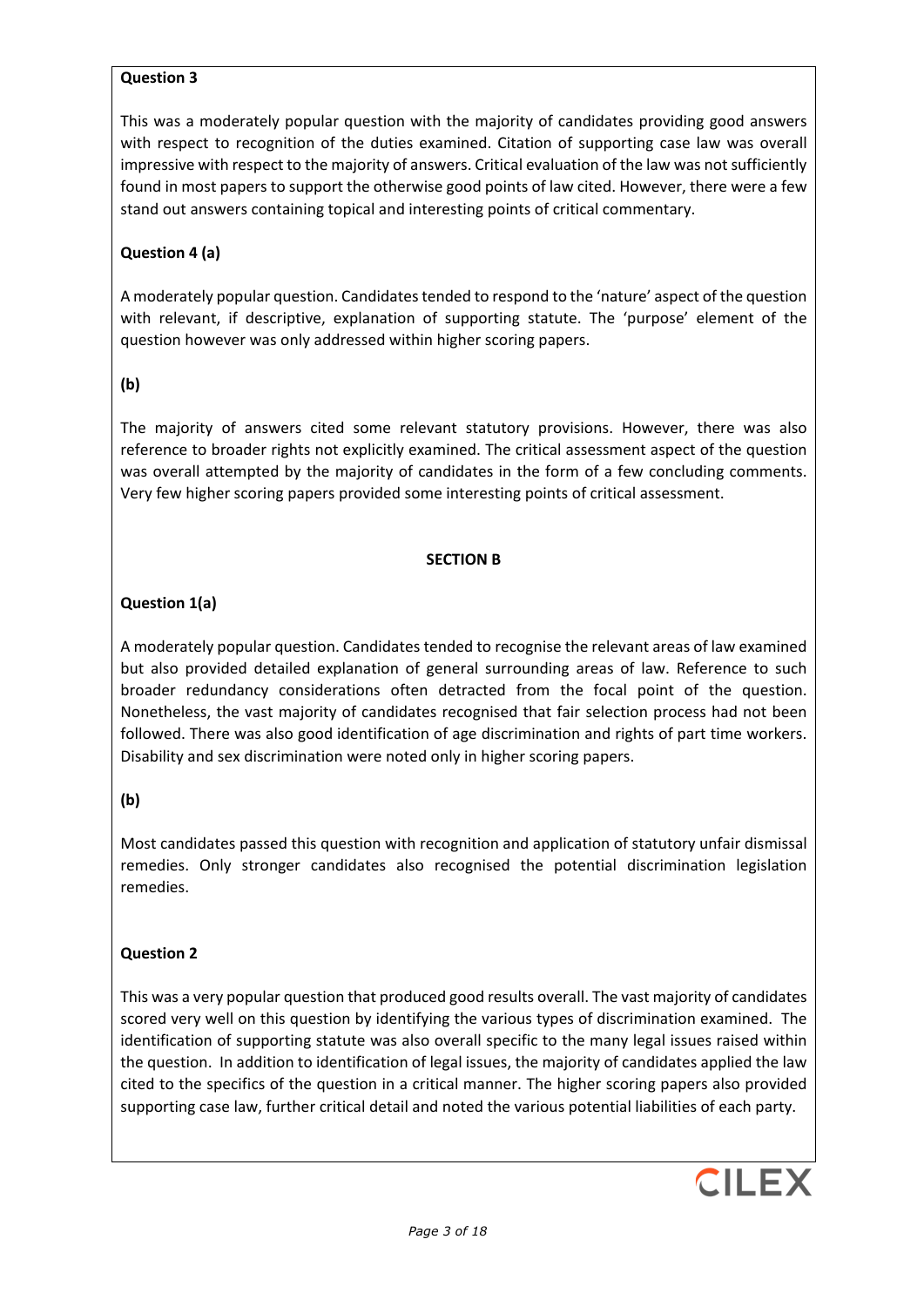**Question 3**

This was a moderately popular question with the majority of candidates providing good answers with respect to recognition of the duties examined. Citation of supporting case law was overall impressive with respect to the majority of answers. Critical evaluation of the law was not sufficiently found in most papers to support the otherwise good points of law cited. However, there were a few stand out answers containing topical and interesting points of critical commentary.

**Question 4 (a)**

A moderately popular question. Candidates tended to respond to the 'nature' aspect of the question with relevant, if descriptive, explanation of supporting statute. The 'purpose' element of the question however was only addressed within higher scoring papers.

**(b)**

The majority of answers cited some relevant statutory provisions. However, there was also reference to broader rights not explicitly examined. The critical assessment aspect of the question was overall attempted by the majority of candidates in the form of a few concluding comments. Very few higher scoring papers provided some interesting points of critical assessment.

## SECTION B

**Question 1(a)**

A moderately popular question. Candidates tended to recognise the relevant areas of law examined but also provided detailed explanation of general surrounding areas of law. Reference to such broader redundancy considerations often detracted from the focal point of the question. Nonetheless, the vast majority of candidates recognised that fair selection process had not been followed. There was also good identification of age discrimination and rights of part time workers. Disability and sex discrimination were noted only in higher scoring papers.

**(b)**

Most candidates passed this question with recognition and application of statutory unfair dismissal remedies. Only stronger candidates also recognised the potential discrimination legislation remedies.

**Question 2**

This was a very popular question that produced good results overall. The vast majority of candidates scored very well on this question by identifying the various types of discrimination examined. The identification of supporting statute was also overall specific to the many legal issues raised within the question. In addition to identification of legal issues, the majority of candidates applied the law cited to the specifics of the question in a critical manner. The higher scoring papers also provided supporting case law, further critical detail and noted the various potential liabilities of each party.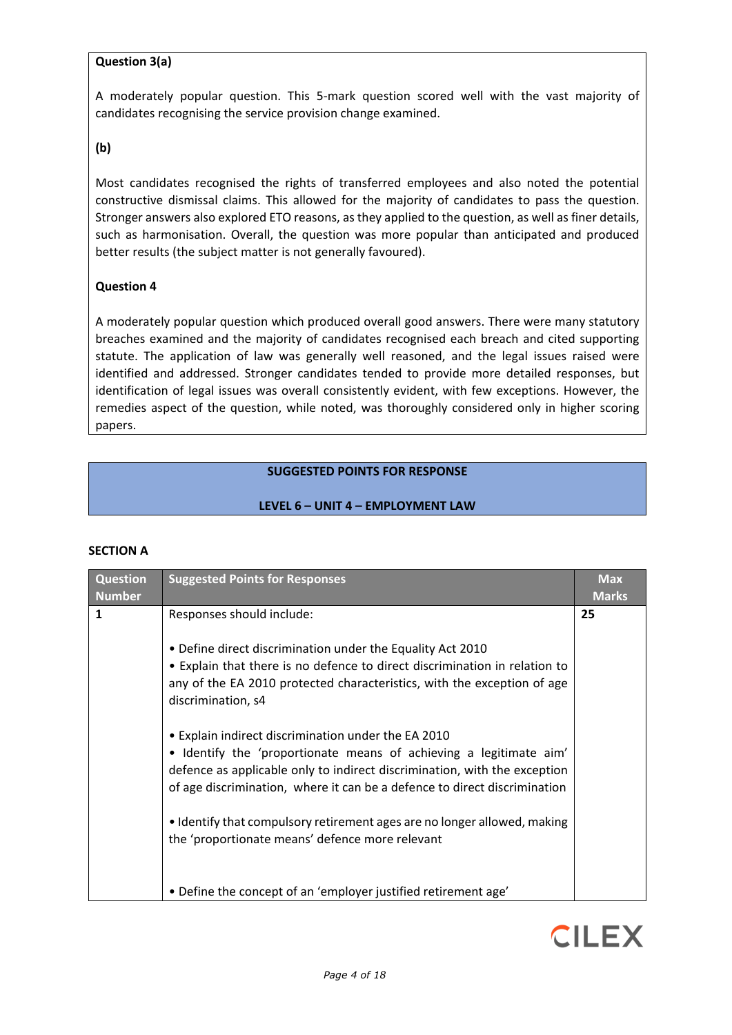**Question 3(a)**

A moderately popular question. This 5-mark question scored well with the vast majority of candidates recognising the service provision change examined.

**(b)**

Most candidates recognised the rights of transferred employees and also noted the potential constructive dismissal claims. This allowed for the majority of candidates to pass the question. Stronger answers also explored ETO reasons, as they applied to the question, as well as finer details, such as harmonisation. Overall, the question was more popular than anticipated and produced better results (the subject matter is not generally favoured).

**Question 4**

A moderately popular question which produced overall good answers. There were many statutory breaches examined and the majority of candidates recognised each breach and cited supporting statute. The application of law was generally well reasoned, and the legal issues raised were identified and addressed. Stronger candidates tended to provide more detailed responses, but identification of legal issues was overall consistently evident, with few exceptions. However, the remedies aspect of the question, while noted, was thoroughly considered only in higher scoring papers.

## SUGGESTED POINTS FOR RESPONSE

## LEVEL 6 – UNIT 4 – EMPLOYMENT LAW

### SECTION A

| Question Number | Suggested Points for Responses | Max Marks |
|---|---|---|
| 1 | Responses should include:<br><br>• Define direct discrimination under the Equality Act 2010<br>• Explain that there is no defence to direct discrimination in relation to any of the EA 2010 protected characteristics, with the exception of age discrimination, s4<br><br>• Explain indirect discrimination under the EA 2010<br>• Identify the 'proportionate means of achieving a legitimate aim' defence as applicable only to indirect discrimination, with the exception of age discrimination, where it can be a defence to direct discrimination<br><br>• Identify that compulsory retirement ages are no longer allowed, making the 'proportionate means' defence more relevant<br><br>• Define the concept of an 'employer justified retirement age' | 25 |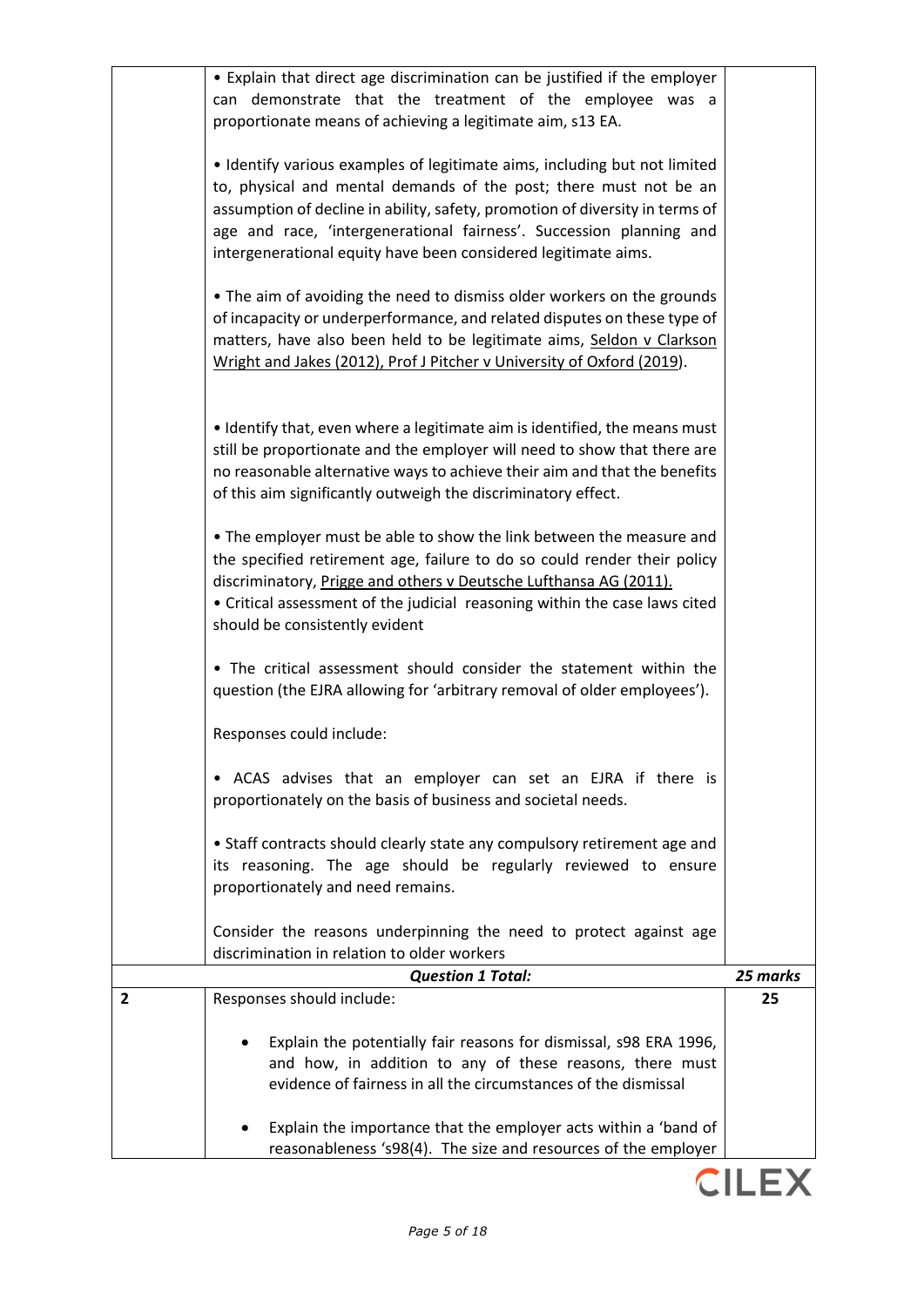| | | |
|---|---|---|
| | • Explain that direct age discrimination can be justified if the employer can demonstrate that the treatment of the employee was a proportionate means of achieving a legitimate aim, s13 EA.<br><br>• Identify various examples of legitimate aims, including but not limited to, physical and mental demands of the post; there must not be an assumption of decline in ability, safety, promotion of diversity in terms of age and race, 'intergenerational fairness'. Succession planning and intergenerational equity have been considered legitimate aims.<br><br>• The aim of avoiding the need to dismiss older workers on the grounds of incapacity or underperformance, and related disputes on these type of matters, have also been held to be legitimate aims, Seldon v Clarkson Wright and Jakes (2012), Prof J Pitcher v University of Oxford (2019).<br><br>• Identify that, even where a legitimate aim is identified, the means must still be proportionate and the employer will need to show that there are no reasonable alternative ways to achieve their aim and that the benefits of this aim significantly outweigh the discriminatory effect.<br><br>• The employer must be able to show the link between the measure and the specified retirement age, failure to do so could render their policy discriminatory, Prigge and others v Deutsche Lufthansa AG (2011).<br>• Critical assessment of the judicial reasoning within the case laws cited should be consistently evident<br><br>• The critical assessment should consider the statement within the question (the EJRA allowing for 'arbitrary removal of older employees').<br><br>Responses could include:<br><br>• ACAS advises that an employer can set an EJRA if there is proportionately on the basis of business and societal needs.<br><br>• Staff contracts should clearly state any compulsory retirement age and its reasoning. The age should be regularly reviewed to ensure proportionately and need remains.<br><br>Consider the reasons underpinning the need to protect against age discrimination in relation to older workers | |
| | ***Question 1 Total:*** | ***25 marks*** |
| **2** | Responses should include:<br><br>• Explain the potentially fair reasons for dismissal, s98 ERA 1996, and how, in addition to any of these reasons, there must evidence of fairness in all the circumstances of the dismissal<br><br>• Explain the importance that the employer acts within a 'band of reasonableness 's98(4). The size and resources of the employer | **25** |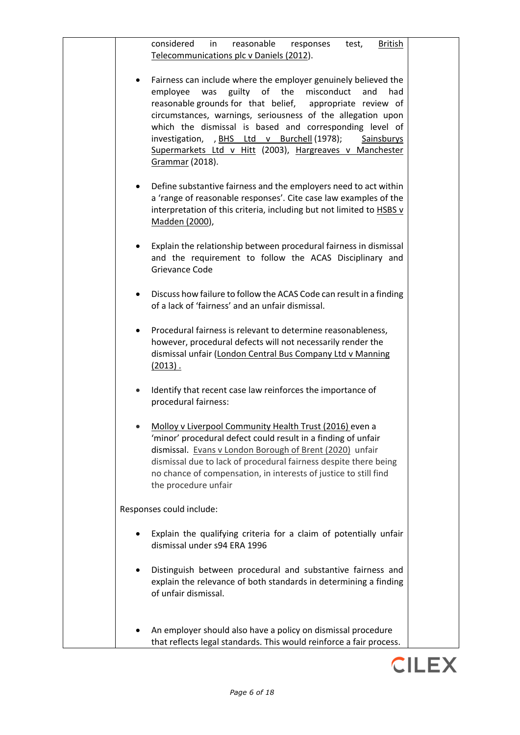| | | |
|---|---|---|
| | considered in reasonable responses test, British Telecommunications plc v Daniels (2012).<br><br>• Fairness can include where the employer genuinely believed the employee was guilty of the misconduct and had reasonable grounds for that belief, appropriate review of circumstances, warnings, seriousness of the allegation upon which the dismissal is based and corresponding level of investigation, , BHS Ltd v Burchell (1978); Sainsburys Supermarkets Ltd v Hitt (2003), Hargreaves v Manchester Grammar (2018).<br><br>• Define substantive fairness and the employers need to act within a 'range of reasonable responses'. Cite case law examples of the interpretation of this criteria, including but not limited to HSBS v Madden (2000),<br><br>• Explain the relationship between procedural fairness in dismissal and the requirement to follow the ACAS Disciplinary and Grievance Code<br><br>• Discuss how failure to follow the ACAS Code can result in a finding of a lack of 'fairness' and an unfair dismissal.<br><br>• Procedural fairness is relevant to determine reasonableness, however, procedural defects will not necessarily render the dismissal unfair (London Central Bus Company Ltd v Manning (2013) .<br><br>• Identify that recent case law reinforces the importance of procedural fairness:<br><br>• Molloy v Liverpool Community Health Trust (2016) even a 'minor' procedural defect could result in a finding of unfair dismissal. Evans v London Borough of Brent (2020) unfair dismissal due to lack of procedural fairness despite there being no chance of compensation, in interests of justice to still find the procedure unfair<br><br>Responses could include:<br><br>• Explain the qualifying criteria for a claim of potentially unfair dismissal under s94 ERA 1996<br><br>• Distinguish between procedural and substantive fairness and explain the relevance of both standards in determining a finding of unfair dismissal.<br><br>• An employer should also have a policy on dismissal procedure that reflects legal standards. This would reinforce a fair process. | |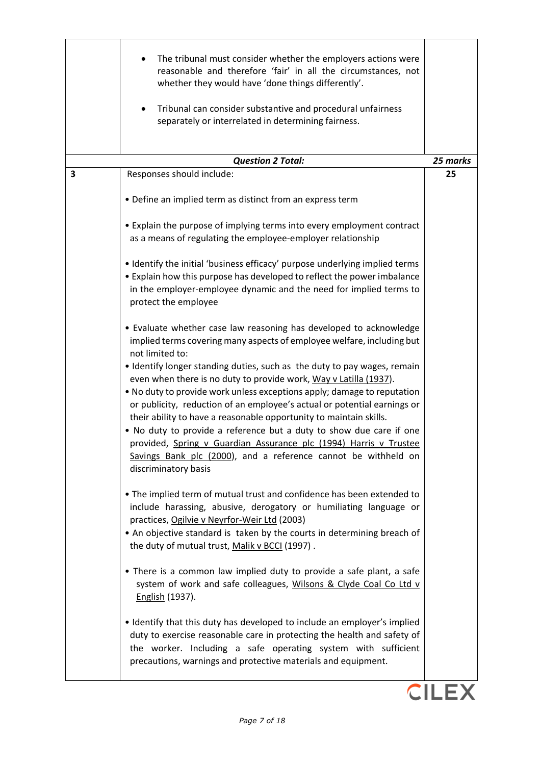| | | |
|---|---|---|
| | • The tribunal must consider whether the employers actions were reasonable and therefore 'fair' in all the circumstances, not whether they would have 'done things differently'.<br><br>• Tribunal can consider substantive and procedural unfairness separately or interrelated in determining fairness. | |
| | ***Question 2 Total:*** | ***25 marks*** |
| **3** | Responses should include:<br><br>• Define an implied term as distinct from an express term<br><br>• Explain the purpose of implying terms into every employment contract as a means of regulating the employee-employer relationship<br><br>• Identify the initial 'business efficacy' purpose underlying implied terms<br>• Explain how this purpose has developed to reflect the power imbalance in the employer-employee dynamic and the need for implied terms to protect the employee<br><br>• Evaluate whether case law reasoning has developed to acknowledge implied terms covering many aspects of employee welfare, including but not limited to:<br>• Identify longer standing duties, such as the duty to pay wages, remain even when there is no duty to provide work, Way v Latilla (1937).<br>• No duty to provide work unless exceptions apply; damage to reputation or publicity, reduction of an employee's actual or potential earnings or their ability to have a reasonable opportunity to maintain skills.<br>• No duty to provide a reference but a duty to show due care if one provided, Spring v Guardian Assurance plc (1994) Harris v Trustee Savings Bank plc (2000), and a reference cannot be withheld on discriminatory basis<br><br>• The implied term of mutual trust and confidence has been extended to include harassing, abusive, derogatory or humiliating language or practices, Ogilvie v Neyrfor-Weir Ltd (2003)<br>• An objective standard is taken by the courts in determining breach of the duty of mutual trust, Malik v BCCI (1997) .<br><br>• There is a common law implied duty to provide a safe plant, a safe system of work and safe colleagues, Wilsons & Clyde Coal Co Ltd v English (1937).<br><br>• Identify that this duty has developed to include an employer's implied duty to exercise reasonable care in protecting the health and safety of the worker. Including a safe operating system with sufficient precautions, warnings and protective materials and equipment. | **25** |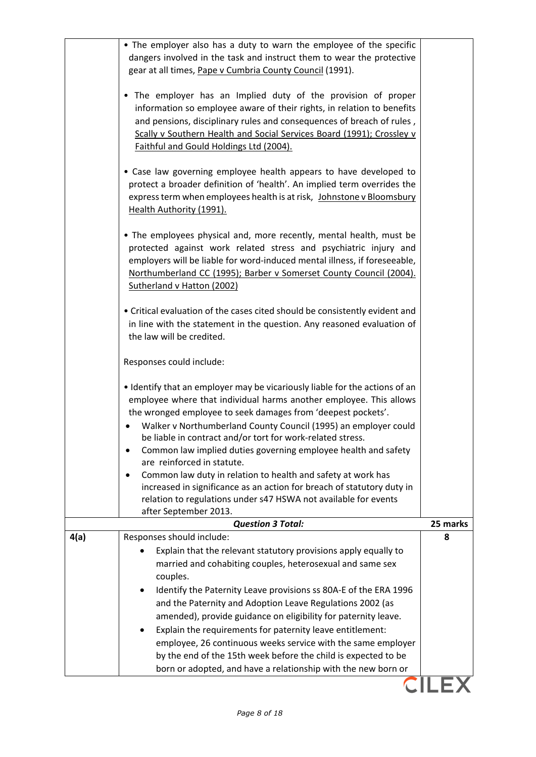| | | |
|---|---|---|
| | • The employer also has a duty to warn the employee of the specific dangers involved in the task and instruct them to wear the protective gear at all times, <u>Pape v Cumbria County Council</u> (1991).<br><br>• The employer has an Implied duty of the provision of proper information so employee aware of their rights, in relation to benefits and pensions, disciplinary rules and consequences of breach of rules , <u>Scally v Southern Health and Social Services Board (1991); Crossley v Faithful and Gould Holdings Ltd (2004).</u><br><br>• Case law governing employee health appears to have developed to protect a broader definition of 'health'. An implied term overrides the express term when employees health is at risk, <u>Johnstone v Bloomsbury Health Authority (1991).</u><br><br>• The employees physical and, more recently, mental health, must be protected against work related stress and psychiatric injury and employers will be liable for word-induced mental illness, if foreseeable, <u>Northumberland CC (1995); Barber v Somerset County Council (2004). Sutherland v Hatton (2002)</u><br><br>• Critical evaluation of the cases cited should be consistently evident and in line with the statement in the question. Any reasoned evaluation of the law will be credited.<br><br>Responses could include:<br><br>• Identify that an employer may be vicariously liable for the actions of an employee where that individual harms another employee. This allows the wronged employee to seek damages from 'deepest pockets'.<br>• Walker v Northumberland County Council (1995) an employer could be liable in contract and/or tort for work-related stress.<br>• Common law implied duties governing employee health and safety are reinforced in statute.<br>• Common law duty in relation to health and safety at work has increased in significance as an action for breach of statutory duty in relation to regulations under s47 HSWA not available for events after September 2013. | |
| | ***Question 3 Total:*** | **25 marks** |
| **4(a)** | Responses should include:<br>• Explain that the relevant statutory provisions apply equally to married and cohabiting couples, heterosexual and same sex couples.<br>• Identify the Paternity Leave provisions ss 80A-E of the ERA 1996 and the Paternity and Adoption Leave Regulations 2002 (as amended), provide guidance on eligibility for paternity leave.<br>• Explain the requirements for paternity leave entitlement: employee, 26 continuous weeks service with the same employer by the end of the 15th week before the child is expected to be born or adopted, and have a relationship with the new born or | **8** |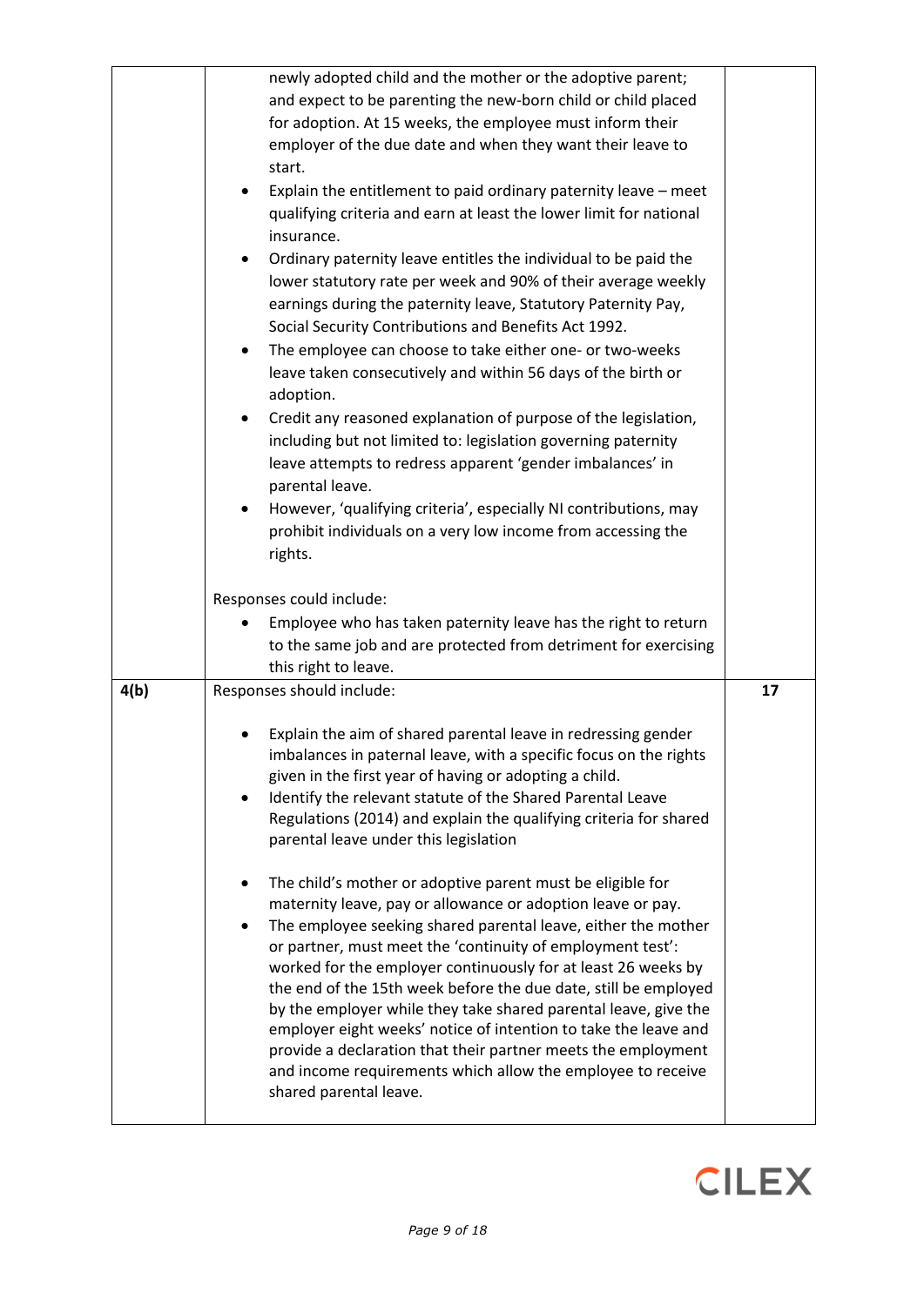| | | |
|---|---|---|
| | newly adopted child and the mother or the adoptive parent; and expect to be parenting the new-born child or child placed for adoption. At 15 weeks, the employee must inform their employer of the due date and when they want their leave to start.<br>• Explain the entitlement to paid ordinary paternity leave – meet qualifying criteria and earn at least the lower limit for national insurance.<br>• Ordinary paternity leave entitles the individual to be paid the lower statutory rate per week and 90% of their average weekly earnings during the paternity leave, Statutory Paternity Pay, Social Security Contributions and Benefits Act 1992.<br>• The employee can choose to take either one- or two-weeks leave taken consecutively and within 56 days of the birth or adoption.<br>• Credit any reasoned explanation of purpose of the legislation, including but not limited to: legislation governing paternity leave attempts to redress apparent 'gender imbalances' in parental leave.<br>• However, 'qualifying criteria', especially NI contributions, may prohibit individuals on a very low income from accessing the rights.<br><br>Responses could include:<br>• Employee who has taken paternity leave has the right to return to the same job and are protected from detriment for exercising this right to leave. | |
| 4(b) | Responses should include:<br><br>• Explain the aim of shared parental leave in redressing gender imbalances in paternal leave, with a specific focus on the rights given in the first year of having or adopting a child.<br>• Identify the relevant statute of the Shared Parental Leave Regulations (2014) and explain the qualifying criteria for shared parental leave under this legislation<br><br>• The child's mother or adoptive parent must be eligible for maternity leave, pay or allowance or adoption leave or pay.<br>• The employee seeking shared parental leave, either the mother or partner, must meet the 'continuity of employment test': worked for the employer continuously for at least 26 weeks by the end of the 15th week before the due date, still be employed by the employer while they take shared parental leave, give the employer eight weeks' notice of intention to take the leave and provide a declaration that their partner meets the employment and income requirements which allow the employee to receive shared parental leave. | 17 |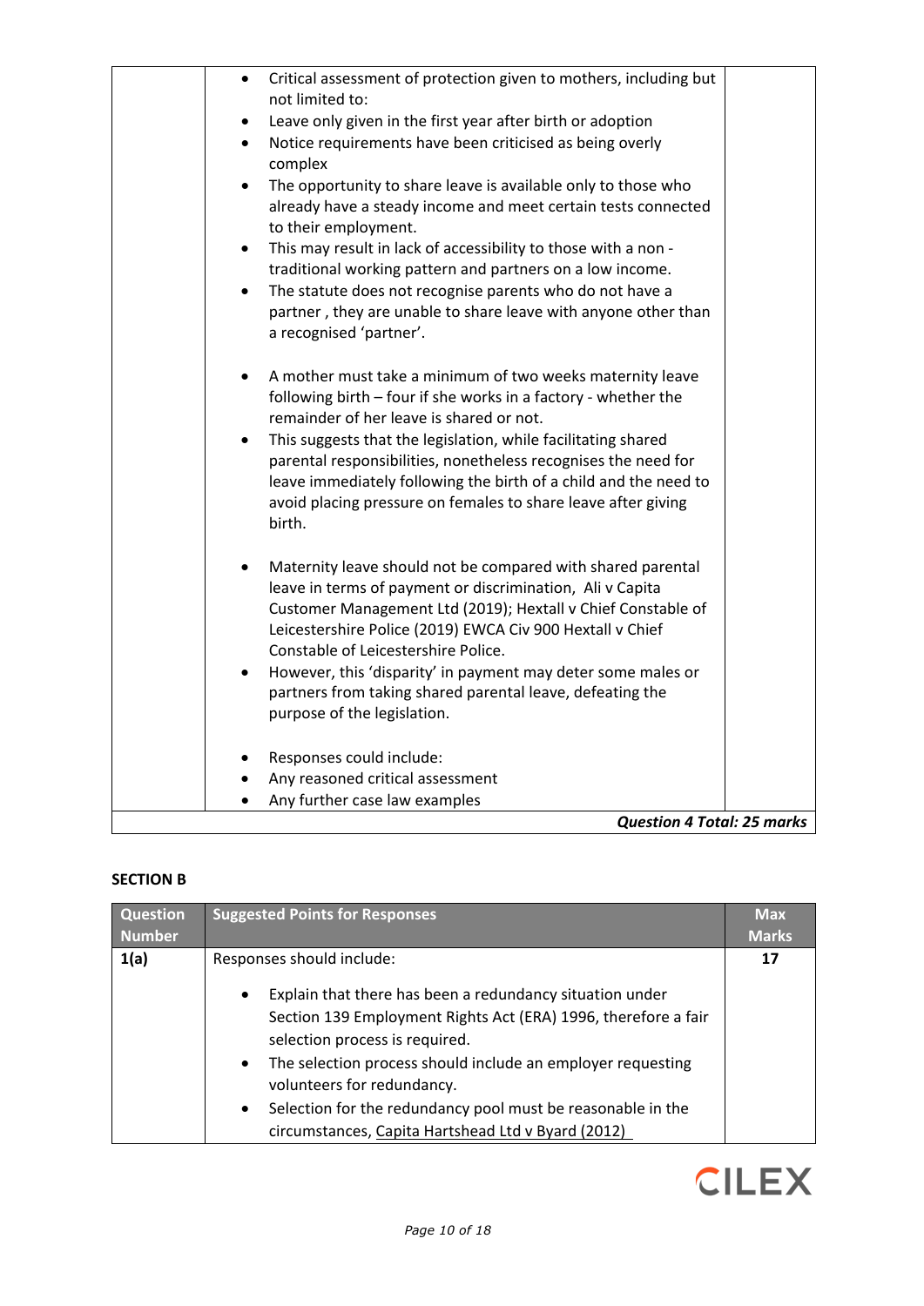| | | |
|---|---|---|
| | • Critical assessment of protection given to mothers, including but not limited to:<br>• Leave only given in the first year after birth or adoption<br>• Notice requirements have been criticised as being overly complex<br>• The opportunity to share leave is available only to those who already have a steady income and meet certain tests connected to their employment.<br>• This may result in lack of accessibility to those with a non - traditional working pattern and partners on a low income.<br>• The statute does not recognise parents who do not have a partner , they are unable to share leave with anyone other than a recognised 'partner'.<br><br>• A mother must take a minimum of two weeks maternity leave following birth – four if she works in a factory - whether the remainder of her leave is shared or not.<br>• This suggests that the legislation, while facilitating shared parental responsibilities, nonetheless recognises the need for leave immediately following the birth of a child and the need to avoid placing pressure on females to share leave after giving birth.<br><br>• Maternity leave should not be compared with shared parental leave in terms of payment or discrimination, Ali v Capita Customer Management Ltd (2019); Hextall v Chief Constable of Leicestershire Police (2019) EWCA Civ 900 Hextall v Chief Constable of Leicestershire Police.<br>• However, this 'disparity' in payment may deter some males or partners from taking shared parental leave, defeating the purpose of the legislation.<br><br>• Responses could include:<br>• Any reasoned critical assessment<br>• Any further case law examples | |
| | | ***Question 4 Total: 25 marks*** |

**SECTION B**

| Question Number | Suggested Points for Responses | Max Marks |
|---|---|---|
| **1(a)** | Responses should include:<br><br>• Explain that there has been a redundancy situation under Section 139 Employment Rights Act (ERA) 1996, therefore a fair selection process is required.<br>• The selection process should include an employer requesting volunteers for redundancy.<br>• Selection for the redundancy pool must be reasonable in the circumstances, <u>Capita Hartshead Ltd v Byard (2012)</u> | **17** |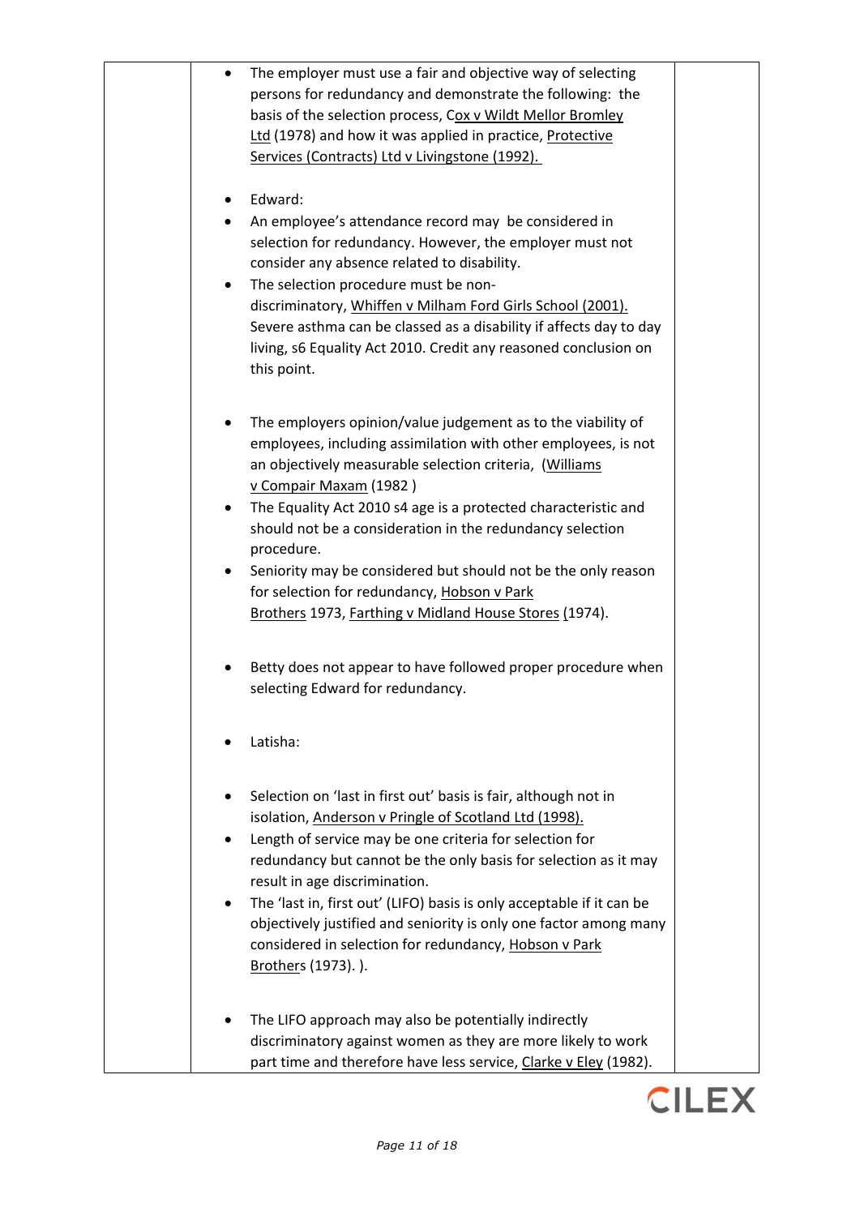| | | |
|---|---|---|
| | • The employer must use a fair and objective way of selecting persons for redundancy and demonstrate the following: the basis of the selection process, Cox v Wildt Mellor Bromley Ltd (1978) and how it was applied in practice, Protective Services (Contracts) Ltd v Livingstone (1992).<br><br>• Edward:<br>• An employee's attendance record may be considered in selection for redundancy. However, the employer must not consider any absence related to disability.<br>• The selection procedure must be non-discriminatory, Whiffen v Milham Ford Girls School (2001). Severe asthma can be classed as a disability if affects day to day living, s6 Equality Act 2010. Credit any reasoned conclusion on this point.<br><br>• The employers opinion/value judgement as to the viability of employees, including assimilation with other employees, is not an objectively measurable selection criteria, (Williams v Compair Maxam (1982 )<br>• The Equality Act 2010 s4 age is a protected characteristic and should not be a consideration in the redundancy selection procedure.<br>• Seniority may be considered but should not be the only reason for selection for redundancy, Hobson v Park Brothers 1973, Farthing v Midland House Stores (1974).<br><br>• Betty does not appear to have followed proper procedure when selecting Edward for redundancy.<br><br>• Latisha:<br><br>• Selection on 'last in first out' basis is fair, although not in isolation, Anderson v Pringle of Scotland Ltd (1998).<br>• Length of service may be one criteria for selection for redundancy but cannot be the only basis for selection as it may result in age discrimination.<br>• The 'last in, first out' (LIFO) basis is only acceptable if it can be objectively justified and seniority is only one factor among many considered in selection for redundancy, Hobson v Park Brothers (1973). ).<br><br>• The LIFO approach may also be potentially indirectly discriminatory against women as they are more likely to work part time and therefore have less service, Clarke v Eley (1982). | |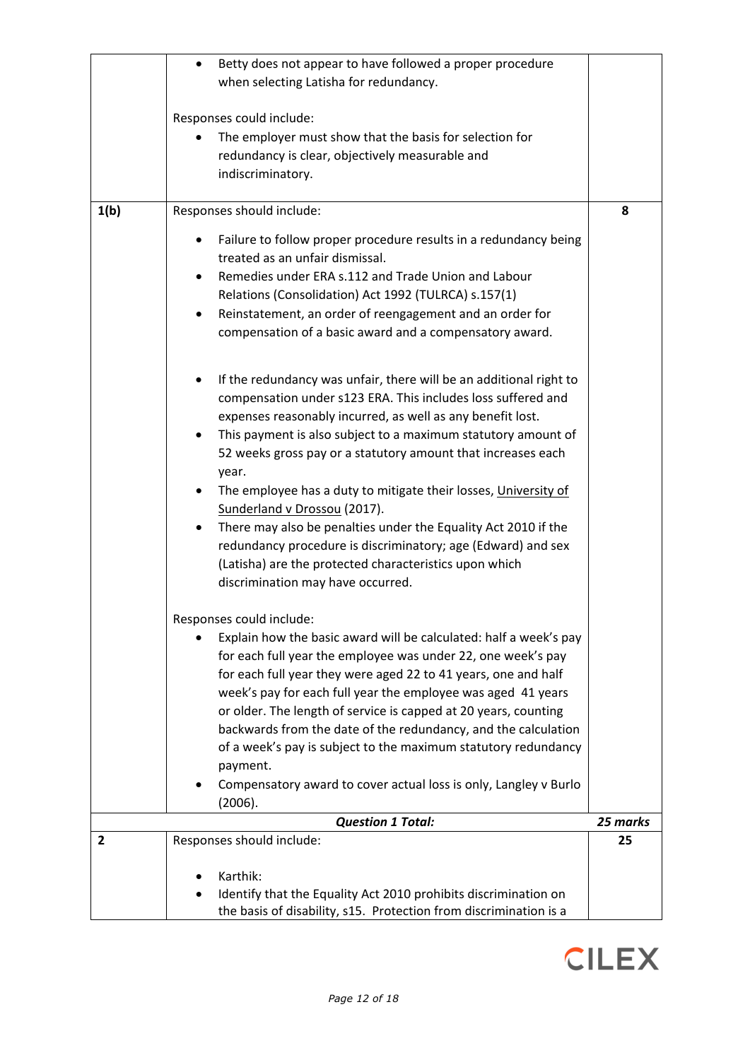| | | |
|---|---|---|
| | • Betty does not appear to have followed a proper procedure when selecting Latisha for redundancy.<br><br>Responses could include:<br>• The employer must show that the basis for selection for redundancy is clear, objectively measurable and indiscriminatory. | |
| **1(b)** | Responses should include:<br>• Failure to follow proper procedure results in a redundancy being treated as an unfair dismissal.<br>• Remedies under ERA s.112 and Trade Union and Labour Relations (Consolidation) Act 1992 (TULRCA) s.157(1)<br>• Reinstatement, an order of reengagement and an order for compensation of a basic award and a compensatory award.<br><br>• If the redundancy was unfair, there will be an additional right to compensation under s123 ERA. This includes loss suffered and expenses reasonably incurred, as well as any benefit lost.<br>• This payment is also subject to a maximum statutory amount of 52 weeks gross pay or a statutory amount that increases each year.<br>• The employee has a duty to mitigate their losses, University of Sunderland v Drossou (2017).<br>• There may also be penalties under the Equality Act 2010 if the redundancy procedure is discriminatory; age (Edward) and sex (Latisha) are the protected characteristics upon which discrimination may have occurred.<br><br>Responses could include:<br>• Explain how the basic award will be calculated: half a week's pay for each full year the employee was under 22, one week's pay for each full year they were aged 22 to 41 years, one and half week's pay for each full year the employee was aged 41 years or older. The length of service is capped at 20 years, counting backwards from the date of the redundancy, and the calculation of a week's pay is subject to the maximum statutory redundancy payment.<br>• Compensatory award to cover actual loss is only, Langley v Burlo (2006). | 8 |
| | ***Question 1 Total:*** | ***25 marks*** |
| **2** | Responses should include:<br><br>• Karthik:<br>• Identify that the Equality Act 2010 prohibits discrimination on the basis of disability, s15. Protection from discrimination is a | 25 |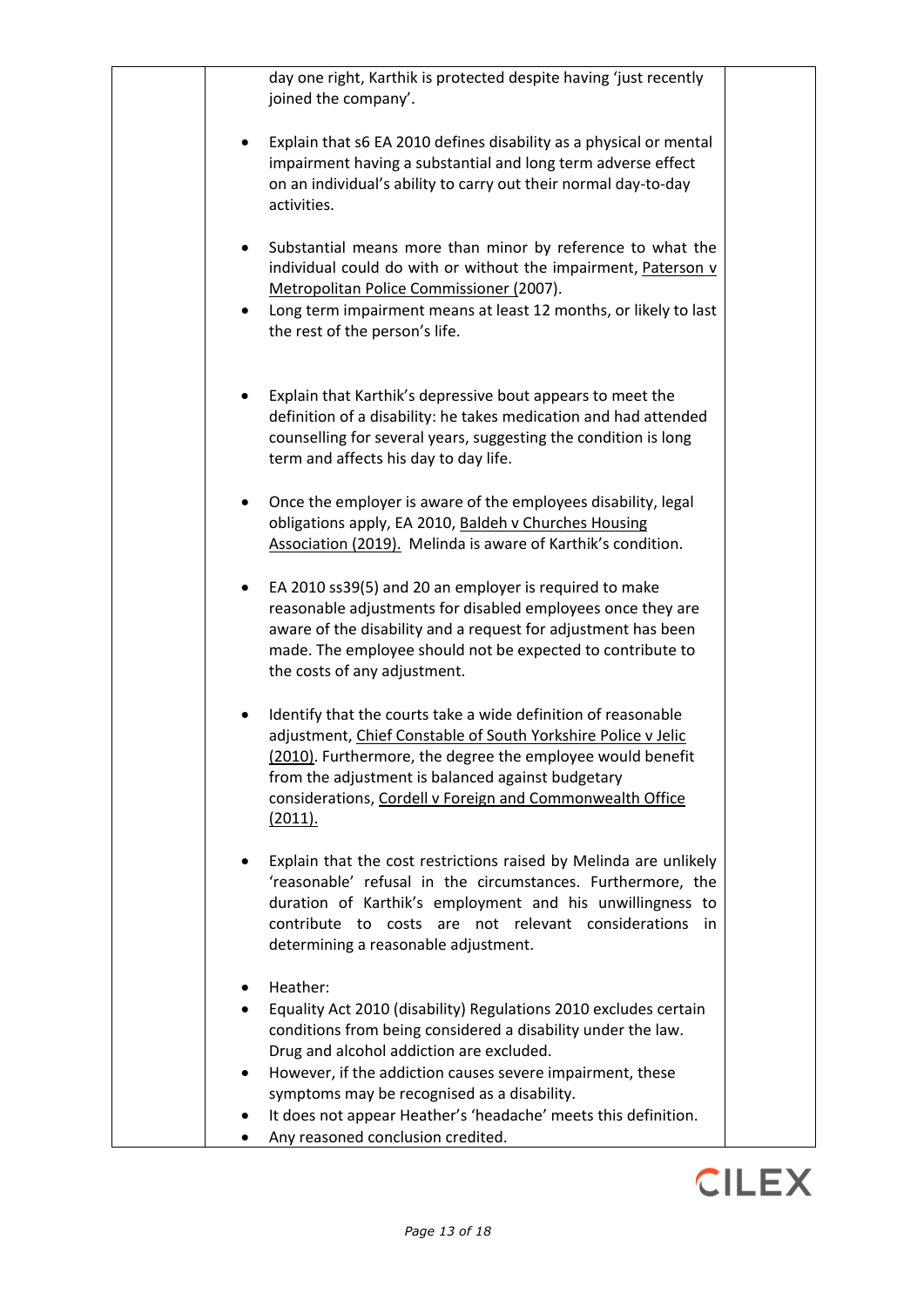| | | |
|---|---|---|
| | day one right, Karthik is protected despite having 'just recently joined the company'.<br><br>• Explain that s6 EA 2010 defines disability as a physical or mental impairment having a substantial and long term adverse effect on an individual's ability to carry out their normal day-to-day activities.<br><br>• Substantial means more than minor by reference to what the individual could do with or without the impairment, Paterson v Metropolitan Police Commissioner (2007).<br>• Long term impairment means at least 12 months, or likely to last the rest of the person's life.<br><br>• Explain that Karthik's depressive bout appears to meet the definition of a disability: he takes medication and had attended counselling for several years, suggesting the condition is long term and affects his day to day life.<br><br>• Once the employer is aware of the employees disability, legal obligations apply, EA 2010, Baldeh v Churches Housing Association (2019). Melinda is aware of Karthik's condition.<br><br>• EA 2010 ss39(5) and 20 an employer is required to make reasonable adjustments for disabled employees once they are aware of the disability and a request for adjustment has been made. The employee should not be expected to contribute to the costs of any adjustment.<br><br>• Identify that the courts take a wide definition of reasonable adjustment, Chief Constable of South Yorkshire Police v Jelic (2010). Furthermore, the degree the employee would benefit from the adjustment is balanced against budgetary considerations, Cordell v Foreign and Commonwealth Office (2011).<br><br>• Explain that the cost restrictions raised by Melinda are unlikely 'reasonable' refusal in the circumstances. Furthermore, the duration of Karthik's employment and his unwillingness to contribute to costs are not relevant considerations in determining a reasonable adjustment.<br><br>• Heather:<br>• Equality Act 2010 (disability) Regulations 2010 excludes certain conditions from being considered a disability under the law. Drug and alcohol addiction are excluded.<br>• However, if the addiction causes severe impairment, these symptoms may be recognised as a disability.<br>• It does not appear Heather's 'headache' meets this definition.<br>• Any reasoned conclusion credited. | |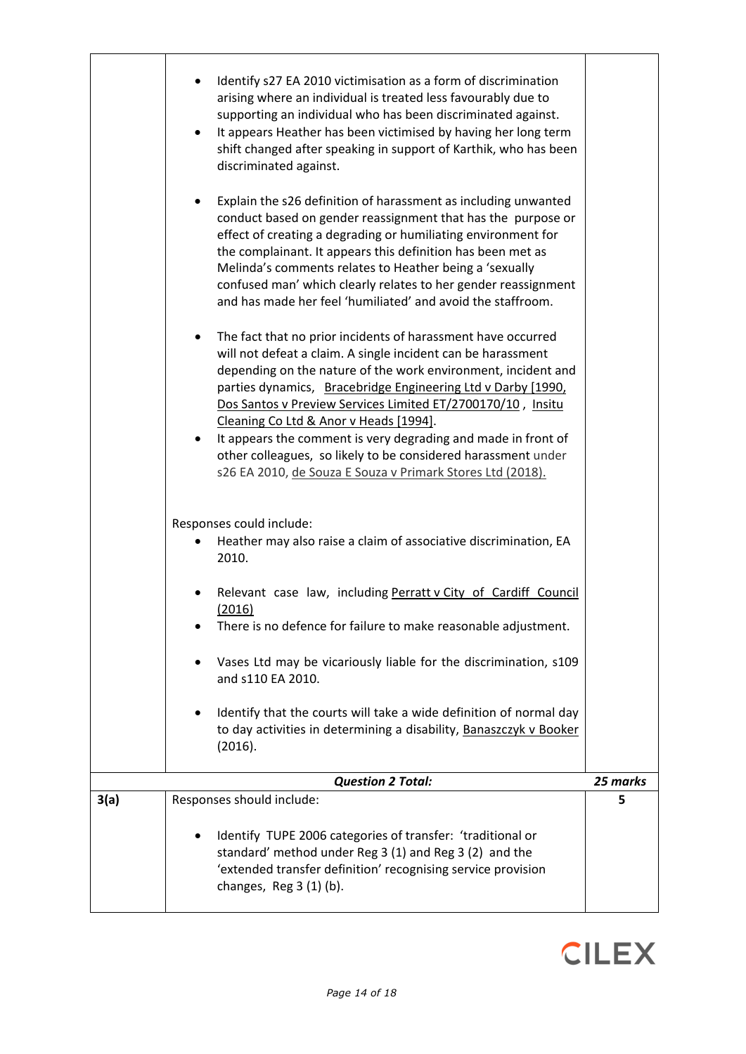| | | |
|---|---|---|
| | • Identify s27 EA 2010 victimisation as a form of discrimination arising where an individual is treated less favourably due to supporting an individual who has been discriminated against.<br>• It appears Heather has been victimised by having her long term shift changed after speaking in support of Karthik, who has been discriminated against.<br><br>• Explain the s26 definition of harassment as including unwanted conduct based on gender reassignment that has the purpose or effect of creating a degrading or humiliating environment for the complainant. It appears this definition has been met as Melinda's comments relates to Heather being a 'sexually confused man' which clearly relates to her gender reassignment and has made her feel 'humiliated' and avoid the staffroom.<br><br>• The fact that no prior incidents of harassment have occurred will not defeat a claim. A single incident can be harassment depending on the nature of the work environment, incident and parties dynamics, Bracebridge Engineering Ltd v Darby [1990, Dos Santos v Preview Services Limited ET/2700170/10 , Insitu Cleaning Co Ltd & Anor v Heads [1994].<br>• It appears the comment is very degrading and made in front of other colleagues, so likely to be considered harassment under s26 EA 2010, de Souza E Souza v Primark Stores Ltd (2018).<br><br>Responses could include:<br>• Heather may also raise a claim of associative discrimination, EA 2010.<br><br>• Relevant case law, including Perratt v City of Cardiff Council (2016)<br>• There is no defence for failure to make reasonable adjustment.<br><br>• Vases Ltd may be vicariously liable for the discrimination, s109 and s110 EA 2010.<br><br>• Identify that the courts will take a wide definition of normal day to day activities in determining a disability, Banaszczyk v Booker (2016). | |
| | ***Question 2 Total:*** | ***25 marks*** |
| **3(a)** | Responses should include:<br><br>• Identify TUPE 2006 categories of transfer: 'traditional or standard' method under Reg 3 (1) and Reg 3 (2) and the 'extended transfer definition' recognising service provision changes, Reg 3 (1) (b). | **5** |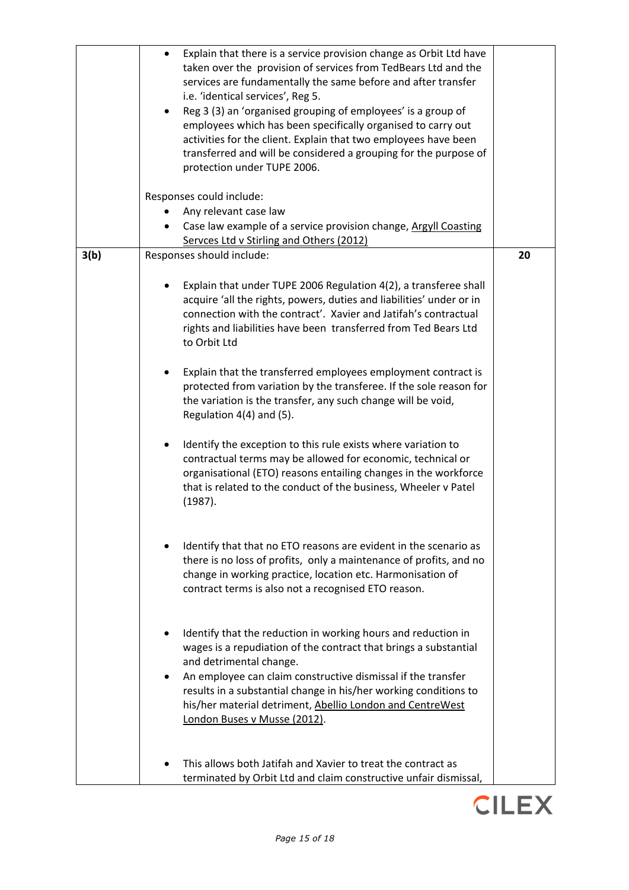| | | |
|---|---|---|
| | • Explain that there is a service provision change as Orbit Ltd have taken over the provision of services from TedBears Ltd and the services are fundamentally the same before and after transfer i.e. 'identical services', Reg 5.<br>• Reg 3 (3) an 'organised grouping of employees' is a group of employees which has been specifically organised to carry out activities for the client. Explain that two employees have been transferred and will be considered a grouping for the purpose of protection under TUPE 2006.<br><br>Responses could include:<br>• Any relevant case law<br>• Case law example of a service provision change, <u>Argyll Coasting Servces Ltd v Stirling and Others (2012)</u> | |
| **3(b)** | Responses should include:<br><br>• Explain that under TUPE 2006 Regulation 4(2), a transferee shall acquire 'all the rights, powers, duties and liabilities' under or in connection with the contract'. Xavier and Jatifah's contractual rights and liabilities have been transferred from Ted Bears Ltd to Orbit Ltd<br><br>• Explain that the transferred employees employment contract is protected from variation by the transferee. If the sole reason for the variation is the transfer, any such change will be void, Regulation 4(4) and (5).<br><br>• Identify the exception to this rule exists where variation to contractual terms may be allowed for economic, technical or organisational (ETO) reasons entailing changes in the workforce that is related to the conduct of the business, Wheeler v Patel (1987).<br><br>• Identify that that no ETO reasons are evident in the scenario as there is no loss of profits, only a maintenance of profits, and no change in working practice, location etc. Harmonisation of contract terms is also not a recognised ETO reason.<br><br>• Identify that the reduction in working hours and reduction in wages is a repudiation of the contract that brings a substantial and detrimental change.<br>• An employee can claim constructive dismissal if the transfer results in a substantial change in his/her working conditions to his/her material detriment, <u>Abellio London and CentreWest London Buses v Musse (2012)</u>.<br><br>• This allows both Jatifah and Xavier to treat the contract as terminated by Orbit Ltd and claim constructive unfair dismissal, | **20** |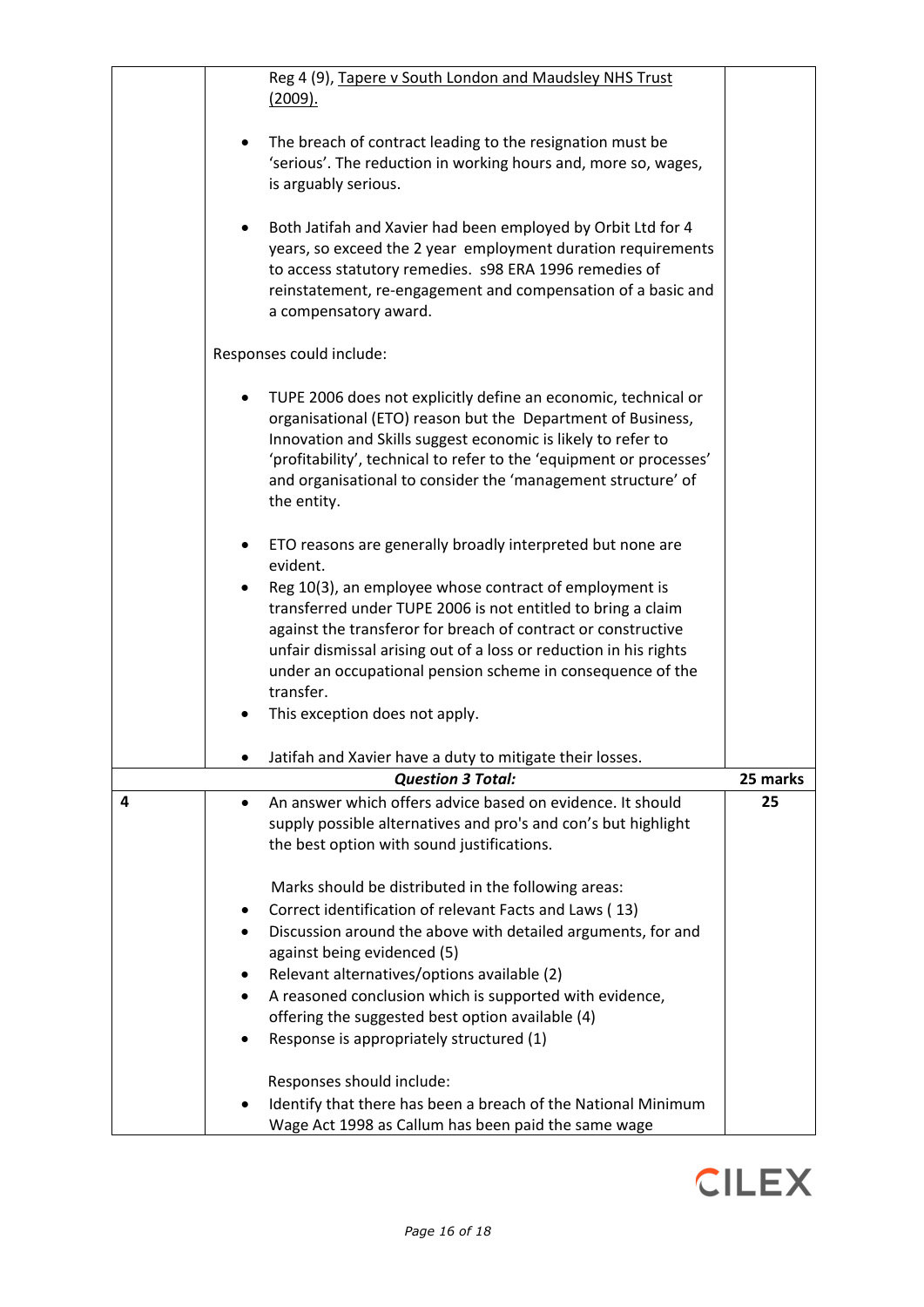| | | |
|---|---|---|
| | Reg 4 (9), Tapere v South London and Maudsley NHS Trust (2009).<br><br>• The breach of contract leading to the resignation must be 'serious'. The reduction in working hours and, more so, wages, is arguably serious.<br><br>• Both Jatifah and Xavier had been employed by Orbit Ltd for 4 years, so exceed the 2 year employment duration requirements to access statutory remedies. s98 ERA 1996 remedies of reinstatement, re-engagement and compensation of a basic and a compensatory award.<br><br>Responses could include:<br><br>• TUPE 2006 does not explicitly define an economic, technical or organisational (ETO) reason but the Department of Business, Innovation and Skills suggest economic is likely to refer to 'profitability', technical to refer to the 'equipment or processes' and organisational to consider the 'management structure' of the entity.<br><br>• ETO reasons are generally broadly interpreted but none are evident.<br>• Reg 10(3), an employee whose contract of employment is transferred under TUPE 2006 is not entitled to bring a claim against the transferor for breach of contract or constructive unfair dismissal arising out of a loss or reduction in his rights under an occupational pension scheme in consequence of the transfer.<br>• This exception does not apply.<br><br>• Jatifah and Xavier have a duty to mitigate their losses. | |
| | ***Question 3 Total:*** | **25 marks** |
| **4** | • An answer which offers advice based on evidence. It should supply possible alternatives and pro's and con's but highlight the best option with sound justifications.<br><br>Marks should be distributed in the following areas:<br>• Correct identification of relevant Facts and Laws ( 13)<br>• Discussion around the above with detailed arguments, for and against being evidenced (5)<br>• Relevant alternatives/options available (2)<br>• A reasoned conclusion which is supported with evidence, offering the suggested best option available (4)<br>• Response is appropriately structured (1)<br><br>Responses should include:<br>• Identify that there has been a breach of the National Minimum Wage Act 1998 as Callum has been paid the same wage | **25** |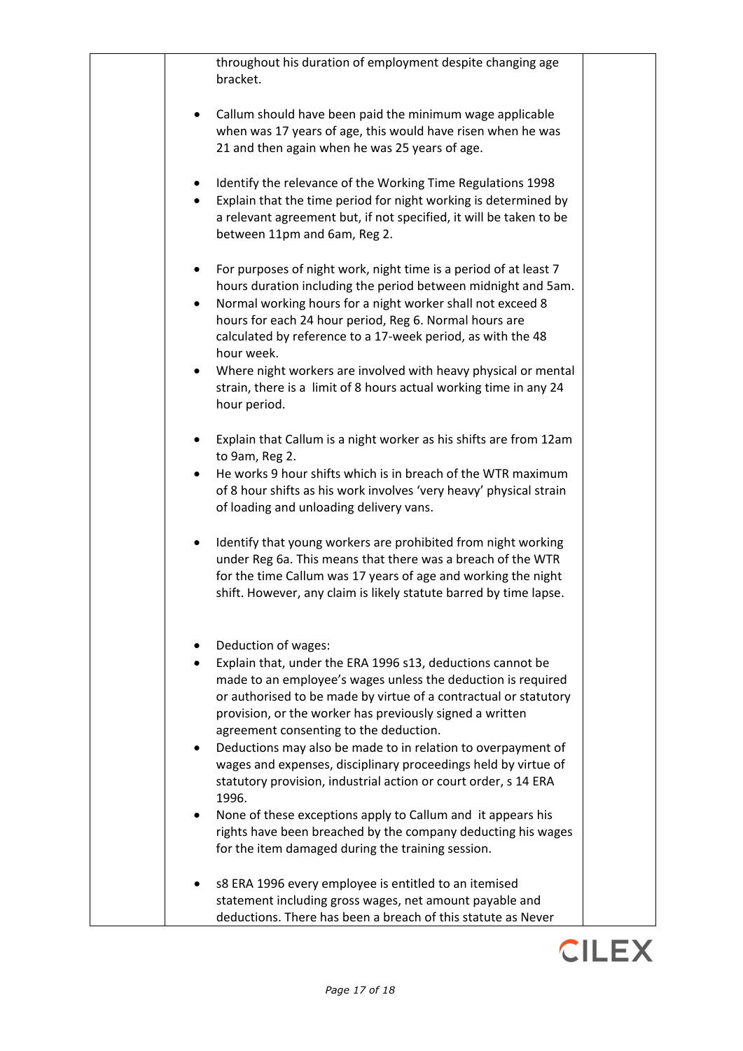| | throughout his duration of employment despite changing age bracket.<br><br>- Callum should have been paid the minimum wage applicable when was 17 years of age, this would have risen when he was 21 and then again when he was 25 years of age.<br><br>- Identify the relevance of the Working Time Regulations 1998<br>- Explain that the time period for night working is determined by a relevant agreement but, if not specified, it will be taken to be between 11pm and 6am, Reg 2.<br><br>- For purposes of night work, night time is a period of at least 7 hours duration including the period between midnight and 5am.<br>- Normal working hours for a night worker shall not exceed 8 hours for each 24 hour period, Reg 6. Normal hours are calculated by reference to a 17-week period, as with the 48 hour week.<br>- Where night workers are involved with heavy physical or mental strain, there is a limit of 8 hours actual working time in any 24 hour period.<br><br>- Explain that Callum is a night worker as his shifts are from 12am to 9am, Reg 2.<br>- He works 9 hour shifts which is in breach of the WTR maximum of 8 hour shifts as his work involves 'very heavy' physical strain of loading and unloading delivery vans.<br><br>- Identify that young workers are prohibited from night working under Reg 6a. This means that there was a breach of the WTR for the time Callum was 17 years of age and working the night shift. However, any claim is likely statute barred by time lapse.<br><br>- Deduction of wages:<br>- Explain that, under the ERA 1996 s13, deductions cannot be made to an employee's wages unless the deduction is required or authorised to be made by virtue of a contractual or statutory provision, or the worker has previously signed a written agreement consenting to the deduction.<br>- Deductions may also be made to in relation to overpayment of wages and expenses, disciplinary proceedings held by virtue of statutory provision, industrial action or court order, s 14 ERA 1996.<br>- None of these exceptions apply to Callum and it appears his rights have been breached by the company deducting his wages for the item damaged during the training session.<br><br>- s8 ERA 1996 every employee is entitled to an itemised statement including gross wages, net amount payable and deductions. There has been a breach of this statute as Never | |
|---|---|---|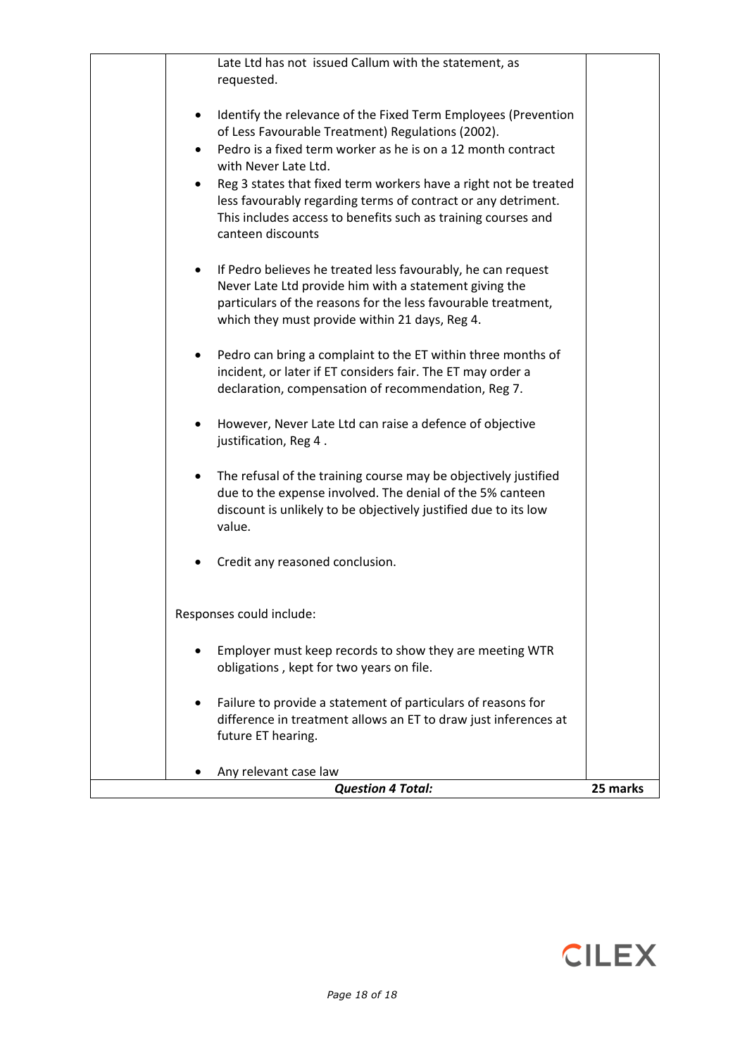| | | |
|---|---|---|
| | Late Ltd has not issued Callum with the statement, as requested.<br><br>• Identify the relevance of the Fixed Term Employees (Prevention of Less Favourable Treatment) Regulations (2002).<br>• Pedro is a fixed term worker as he is on a 12 month contract with Never Late Ltd.<br>• Reg 3 states that fixed term workers have a right not be treated less favourably regarding terms of contract or any detriment. This includes access to benefits such as training courses and canteen discounts<br><br>• If Pedro believes he treated less favourably, he can request Never Late Ltd provide him with a statement giving the particulars of the reasons for the less favourable treatment, which they must provide within 21 days, Reg 4.<br><br>• Pedro can bring a complaint to the ET within three months of incident, or later if ET considers fair. The ET may order a declaration, compensation of recommendation, Reg 7.<br><br>• However, Never Late Ltd can raise a defence of objective justification, Reg 4 .<br><br>• The refusal of the training course may be objectively justified due to the expense involved. The denial of the 5% canteen discount is unlikely to be objectively justified due to its low value.<br><br>• Credit any reasoned conclusion.<br><br>Responses could include:<br><br>• Employer must keep records to show they are meeting WTR obligations , kept for two years on file.<br><br>• Failure to provide a statement of particulars of reasons for difference in treatment allows an ET to draw just inferences at future ET hearing.<br><br>• Any relevant case law | |
| | ***Question 4 Total:*** | **25 marks** |